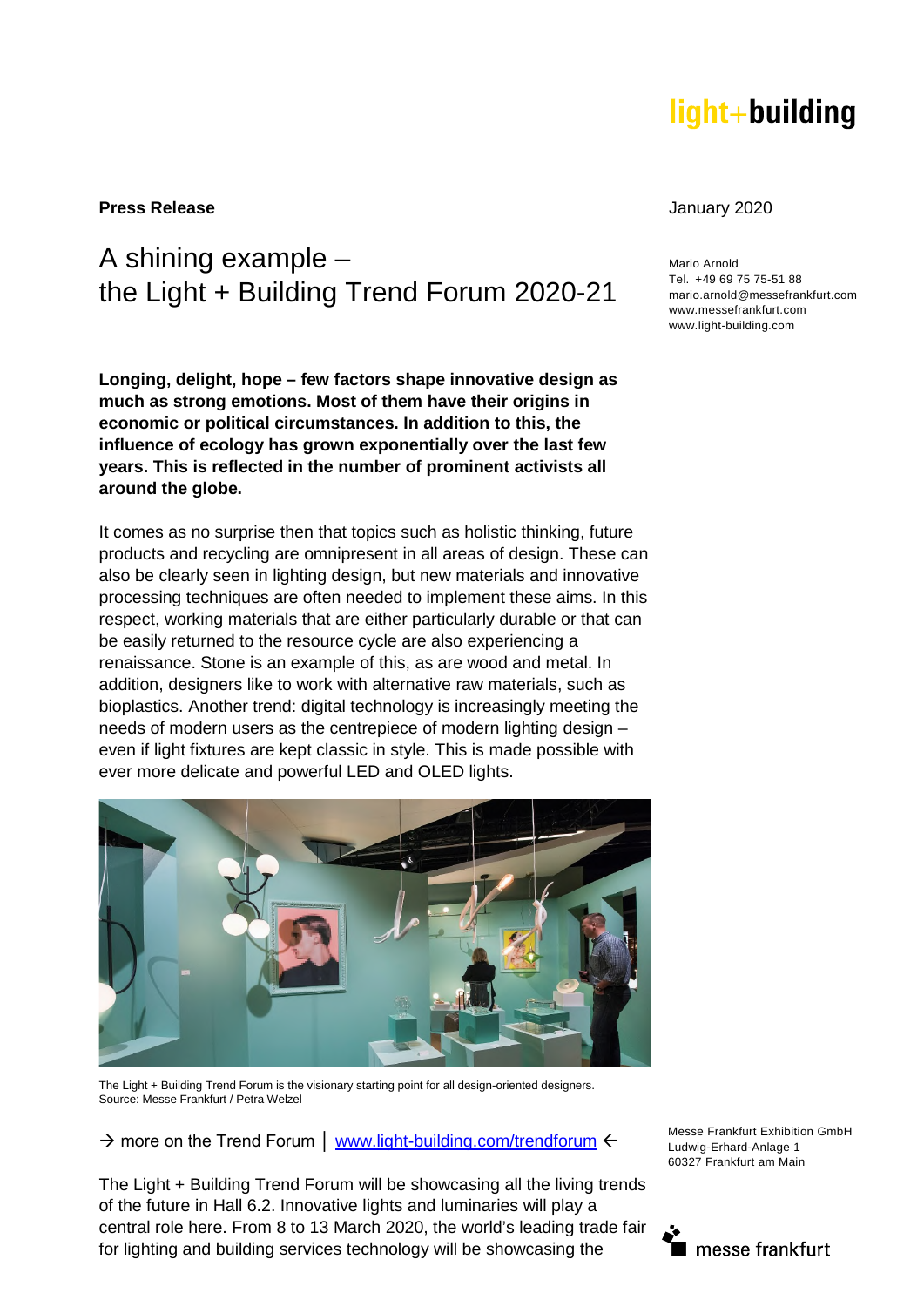light+building

**Press Release**

January 2020

# A shining example – the Light + Building Trend Forum 2020-21

Mario Arnold
Tel. +49 69 75 75-51 88
mario.arnold@messefrankfurt.com
www.messefrankfurt.com
www.light-building.com

**Longing, delight, hope – few factors shape innovative design as much as strong emotions. Most of them have their origins in economic or political circumstances. In addition to this, the influence of ecology has grown exponentially over the last few years. This is reflected in the number of prominent activists all around the globe.**

It comes as no surprise then that topics such as holistic thinking, future products and recycling are omnipresent in all areas of design. These can also be clearly seen in lighting design, but new materials and innovative processing techniques are often needed to implement these aims. In this respect, working materials that are either particularly durable or that can be easily returned to the resource cycle are also experiencing a renaissance. Stone is an example of this, as are wood and metal. In addition, designers like to work with alternative raw materials, such as bioplastics. Another trend: digital technology is increasingly meeting the needs of modern users as the centrepiece of modern lighting design – even if light fixtures are kept classic in style. This is made possible with ever more delicate and powerful LED and OLED lights.

The Light + Building Trend Forum is the visionary starting point for all design-oriented designers.
Source: Messe Frankfurt / Petra Welzel

→ more on the Trend Forum │ www.light-building.com/trendforum ←

The Light + Building Trend Forum will be showcasing all the living trends of the future in Hall 6.2. Innovative lights and luminaries will play a central role here. From 8 to 13 March 2020, the world's leading trade fair for lighting and building services technology will be showcasing the

Messe Frankfurt Exhibition GmbH
Ludwig-Erhard-Anlage 1
60327 Frankfurt am Main

messe frankfurt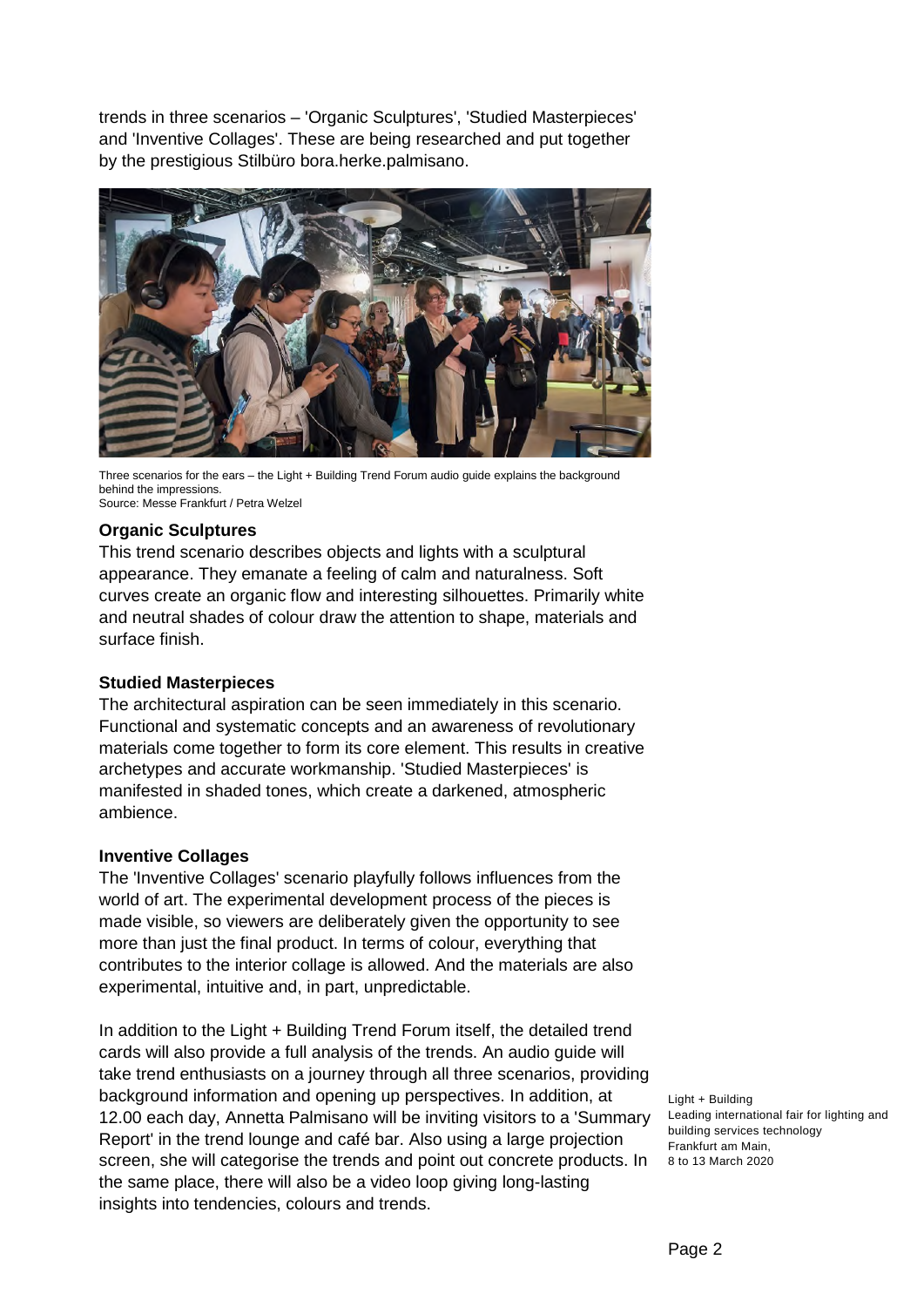trends in three scenarios – 'Organic Sculptures', 'Studied Masterpieces' and 'Inventive Collages'. These are being researched and put together by the prestigious Stilbüro bora.herke.palmisano.

Three scenarios for the ears – the Light + Building Trend Forum audio guide explains the background behind the impressions.
Source: Messe Frankfurt / Petra Welzel

**Organic Sculptures**

This trend scenario describes objects and lights with a sculptural appearance. They emanate a feeling of calm and naturalness. Soft curves create an organic flow and interesting silhouettes. Primarily white and neutral shades of colour draw the attention to shape, materials and surface finish.

**Studied Masterpieces**

The architectural aspiration can be seen immediately in this scenario. Functional and systematic concepts and an awareness of revolutionary materials come together to form its core element. This results in creative archetypes and accurate workmanship. 'Studied Masterpieces' is manifested in shaded tones, which create a darkened, atmospheric ambience.

**Inventive Collages**

The 'Inventive Collages' scenario playfully follows influences from the world of art. The experimental development process of the pieces is made visible, so viewers are deliberately given the opportunity to see more than just the final product. In terms of colour, everything that contributes to the interior collage is allowed. And the materials are also experimental, intuitive and, in part, unpredictable.

In addition to the Light + Building Trend Forum itself, the detailed trend cards will also provide a full analysis of the trends. An audio guide will take trend enthusiasts on a journey through all three scenarios, providing background information and opening up perspectives. In addition, at 12.00 each day, Annetta Palmisano will be inviting visitors to a 'Summary Report' in the trend lounge and café bar. Also using a large projection screen, she will categorise the trends and point out concrete products. In the same place, there will also be a video loop giving long-lasting insights into tendencies, colours and trends.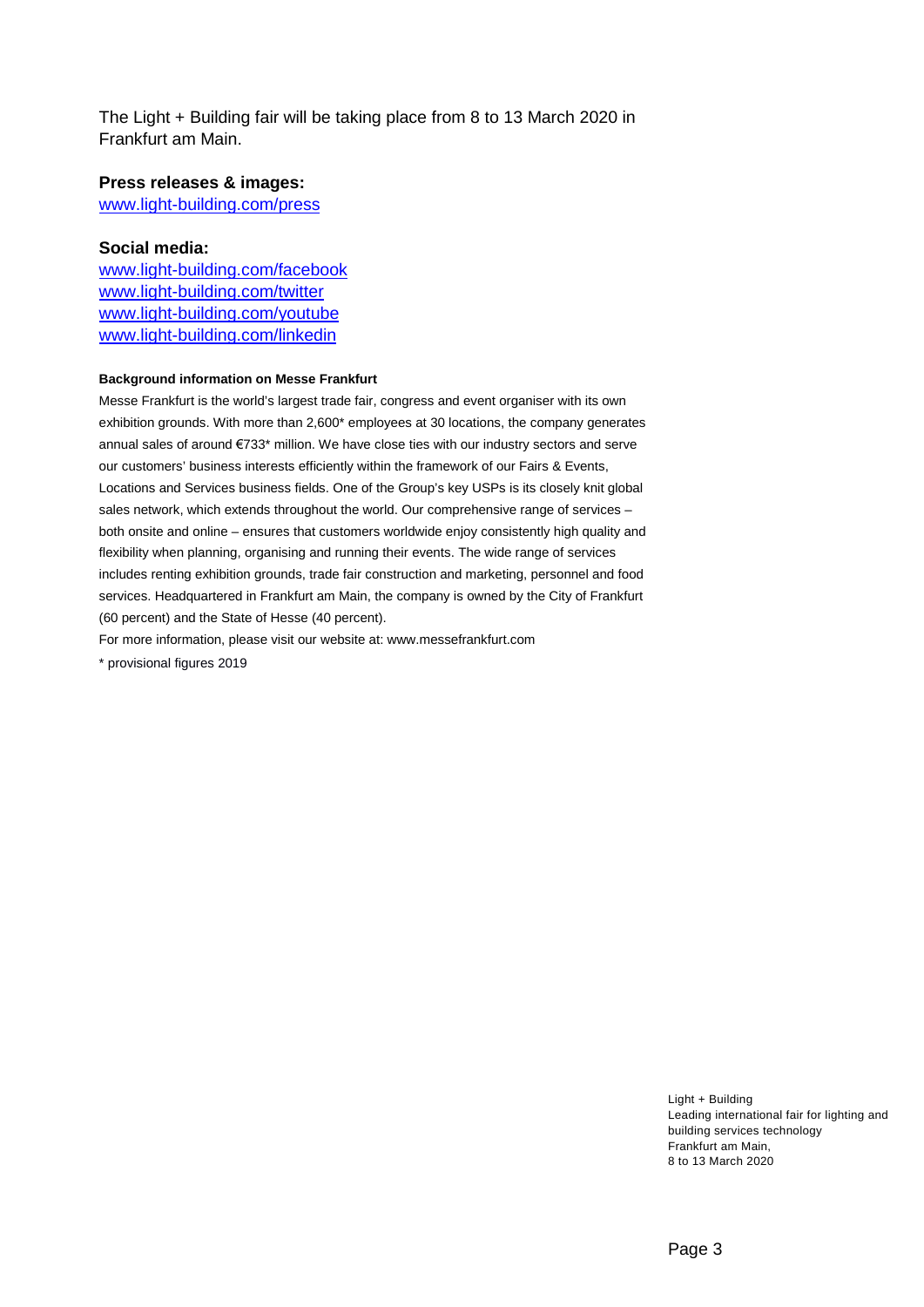The Light + Building fair will be taking place from 8 to 13 March 2020 in Frankfurt am Main.

**Press releases & images:**
www.light-building.com/press

**Social media:**
www.light-building.com/facebook
www.light-building.com/twitter
www.light-building.com/youtube
www.light-building.com/linkedin

**Background information on Messe Frankfurt**

Messe Frankfurt is the world's largest trade fair, congress and event organiser with its own exhibition grounds. With more than 2,600* employees at 30 locations, the company generates annual sales of around €733* million. We have close ties with our industry sectors and serve our customers' business interests efficiently within the framework of our Fairs & Events, Locations and Services business fields. One of the Group's key USPs is its closely knit global sales network, which extends throughout the world. Our comprehensive range of services – both onsite and online – ensures that customers worldwide enjoy consistently high quality and flexibility when planning, organising and running their events. The wide range of services includes renting exhibition grounds, trade fair construction and marketing, personnel and food services. Headquartered in Frankfurt am Main, the company is owned by the City of Frankfurt (60 percent) and the State of Hesse (40 percent).

For more information, please visit our website at: www.messefrankfurt.com

* provisional figures 2019

Light + Building
Leading international fair for lighting and building services technology
Frankfurt am Main,
8 to 13 March 2020